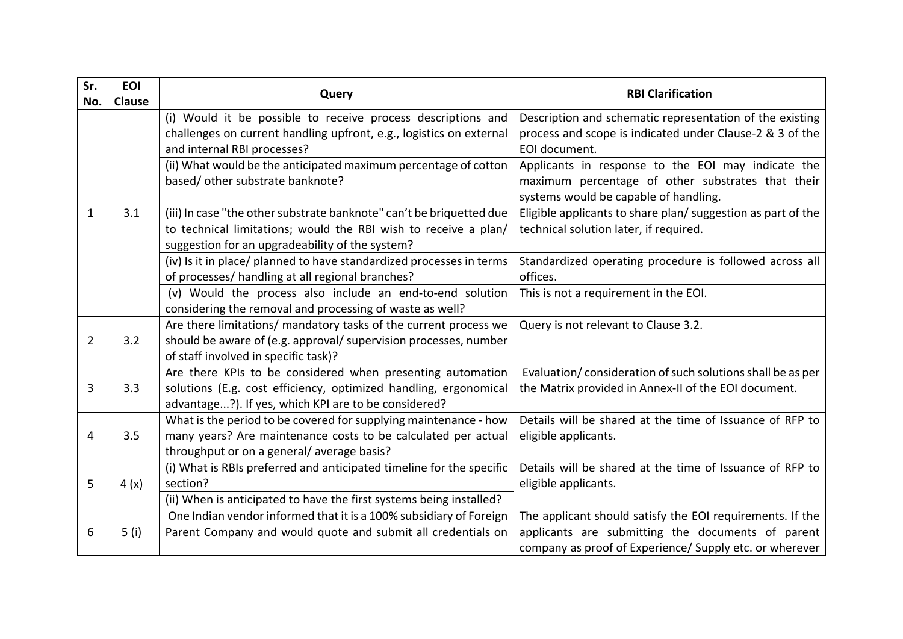| Sr. No. | EOI Clause | Query | RBI Clarification |
|---|---|---|---|
| 1 | 3.1 | (i) Would it be possible to receive process descriptions and challenges on current handling upfront, e.g., logistics on external and internal RBI processes? | Description and schematic representation of the existing process and scope is indicated under Clause-2 & 3 of the EOI document. |
| | | (ii) What would be the anticipated maximum percentage of cotton based/ other substrate banknote? | Applicants in response to the EOI may indicate the maximum percentage of other substrates that their systems would be capable of handling. |
| | | (iii) In case "the other substrate banknote" can't be briquetted due to technical limitations; would the RBI wish to receive a plan/ suggestion for an upgradeability of the system? | Eligible applicants to share plan/ suggestion as part of the technical solution later, if required. |
| | | (iv) Is it in place/ planned to have standardized processes in terms of processes/ handling at all regional branches? | Standardized operating procedure is followed across all offices. |
| | | (v) Would the process also include an end-to-end solution considering the removal and processing of waste as well? | This is not a requirement in the EOI. |
| 2 | 3.2 | Are there limitations/ mandatory tasks of the current process we should be aware of (e.g. approval/ supervision processes, number of staff involved in specific task)? | Query is not relevant to Clause 3.2. |
| 3 | 3.3 | Are there KPIs to be considered when presenting automation solutions (E.g. cost efficiency, optimized handling, ergonomical advantage...?). If yes, which KPI are to be considered? | Evaluation/ consideration of such solutions shall be as per the Matrix provided in Annex-II of the EOI document. |
| 4 | 3.5 | What is the period to be covered for supplying maintenance - how many years? Are maintenance costs to be calculated per actual throughput or on a general/ average basis? | Details will be shared at the time of Issuance of RFP to eligible applicants. |
| 5 | 4 (x) | (i) What is RBIs preferred and anticipated timeline for the specific section? | Details will be shared at the time of Issuance of RFP to eligible applicants. |
| | | (ii) When is anticipated to have the first systems being installed? | |
| 6 | 5 (i) | One Indian vendor informed that it is a 100% subsidiary of Foreign Parent Company and would quote and submit all credentials on | The applicant should satisfy the EOI requirements. If the applicants are submitting the documents of parent company as proof of Experience/ Supply etc. or wherever |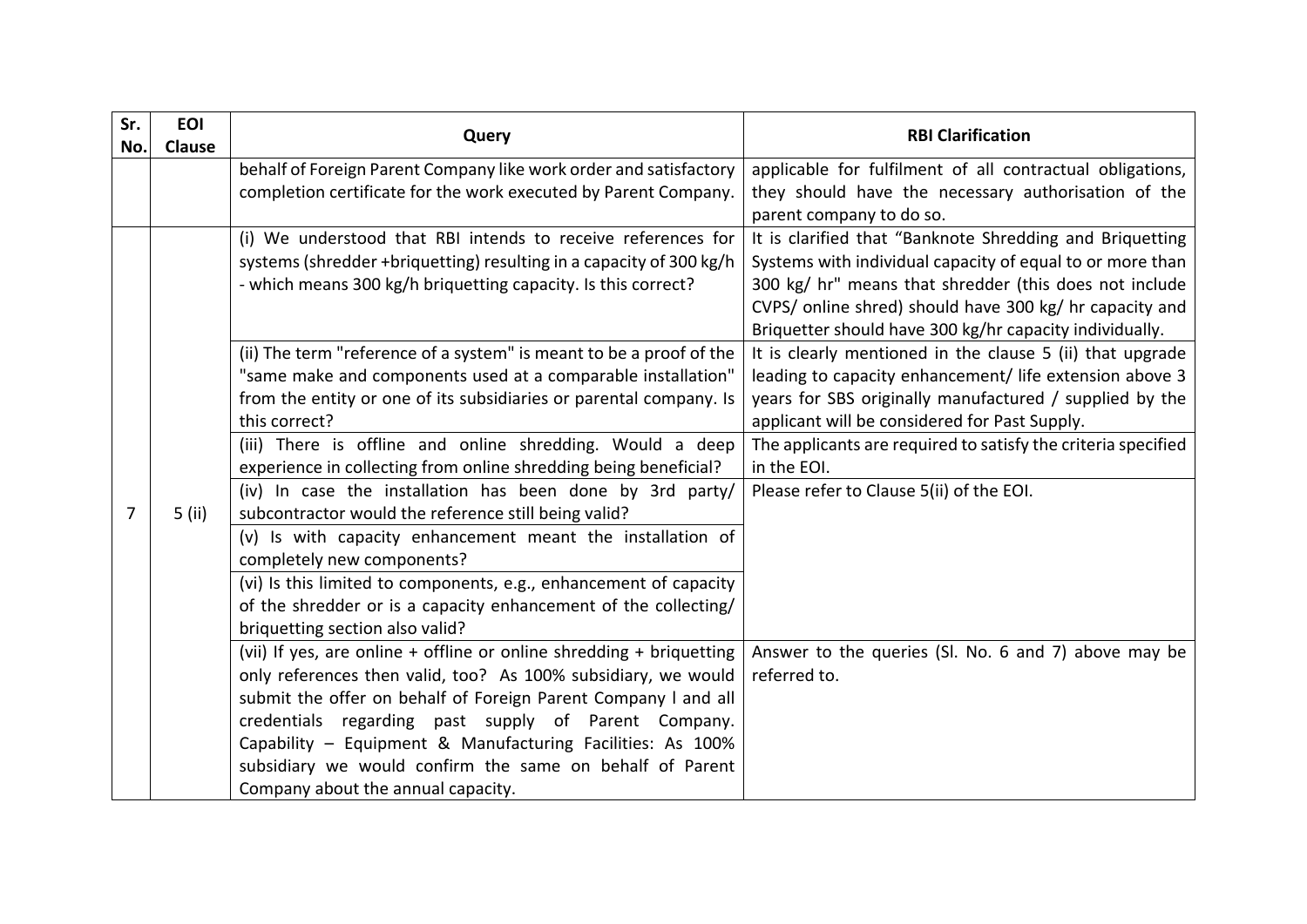| Sr. No. | EOI Clause | Query | RBI Clarification |
|---|---|---|---|
| | | behalf of Foreign Parent Company like work order and satisfactory completion certificate for the work executed by Parent Company. | applicable for fulfilment of all contractual obligations, they should have the necessary authorisation of the parent company to do so. |
| 7 | 5 (ii) | (i) We understood that RBI intends to receive references for systems (shredder +briquetting) resulting in a capacity of 300 kg/h - which means 300 kg/h briquetting capacity. Is this correct? | It is clarified that "Banknote Shredding and Briquetting Systems with individual capacity of equal to or more than 300 kg/ hr" means that shredder (this does not include CVPS/ online shred) should have 300 kg/ hr capacity and Briquetter should have 300 kg/hr capacity individually. |
| | | (ii) The term "reference of a system" is meant to be a proof of the "same make and components used at a comparable installation" from the entity or one of its subsidiaries or parental company. Is this correct? | It is clearly mentioned in the clause 5 (ii) that upgrade leading to capacity enhancement/ life extension above 3 years for SBS originally manufactured / supplied by the applicant will be considered for Past Supply. |
| | | (iii) There is offline and online shredding. Would a deep experience in collecting from online shredding being beneficial? | The applicants are required to satisfy the criteria specified in the EOI. |
| | | (iv) In case the installation has been done by 3rd party/ subcontractor would the reference still being valid? | Please refer to Clause 5(ii) of the EOI. |
| | | (v) Is with capacity enhancement meant the installation of completely new components? | |
| | | (vi) Is this limited to components, e.g., enhancement of capacity of the shredder or is a capacity enhancement of the collecting/ briquetting section also valid? | |
| | | (vii) If yes, are online + offline or online shredding + briquetting only references then valid, too? As 100% subsidiary, we would submit the offer on behalf of Foreign Parent Company l and all credentials regarding past supply of Parent Company. Capability – Equipment & Manufacturing Facilities: As 100% subsidiary we would confirm the same on behalf of Parent Company about the annual capacity. | Answer to the queries (Sl. No. 6 and 7) above may be referred to. |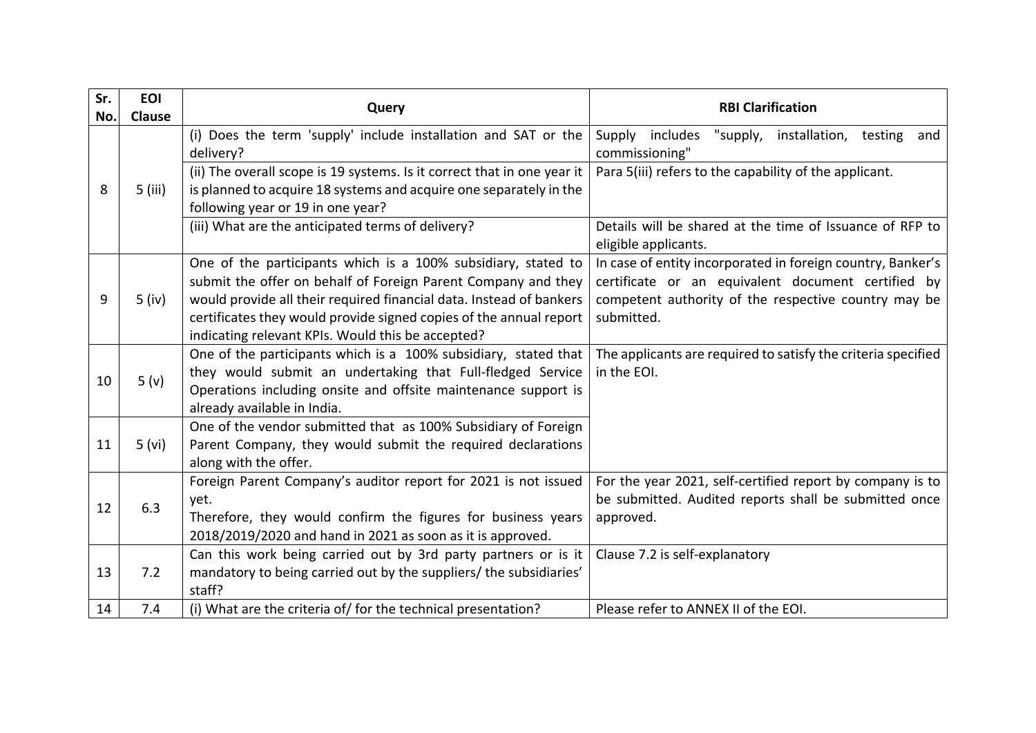| Sr. No. | EOI Clause | Query | RBI Clarification |
| --- | --- | --- | --- |
| 8 | 5 (iii) | (i) Does the term 'supply' include installation and SAT or the delivery? | Supply includes "supply, installation, testing and commissioning" |
| | | (ii) The overall scope is 19 systems. Is it correct that in one year it is planned to acquire 18 systems and acquire one separately in the following year or 19 in one year? | Para 5(iii) refers to the capability of the applicant. |
| | | (iii) What are the anticipated terms of delivery? | Details will be shared at the time of Issuance of RFP to eligible applicants. |
| 9 | 5 (iv) | One of the participants which is a 100% subsidiary, stated to submit the offer on behalf of Foreign Parent Company and they would provide all their required financial data. Instead of bankers certificates they would provide signed copies of the annual report indicating relevant KPIs. Would this be accepted? | In case of entity incorporated in foreign country, Banker's certificate or an equivalent document certified by competent authority of the respective country may be submitted. |
| 10 | 5 (v) | One of the participants which is a 100% subsidiary, stated that they would submit an undertaking that Full-fledged Service Operations including onsite and offsite maintenance support is already available in India. | The applicants are required to satisfy the criteria specified in the EOI. |
| 11 | 5 (vi) | One of the vendor submitted that as 100% Subsidiary of Foreign Parent Company, they would submit the required declarations along with the offer. | |
| 12 | 6.3 | Foreign Parent Company's auditor report for 2021 is not issued yet.<br>Therefore, they would confirm the figures for business years 2018/2019/2020 and hand in 2021 as soon as it is approved. | For the year 2021, self-certified report by company is to be submitted. Audited reports shall be submitted once approved. |
| 13 | 7.2 | Can this work being carried out by 3rd party partners or is it mandatory to being carried out by the suppliers/ the subsidiaries' staff? | Clause 7.2 is self-explanatory |
| 14 | 7.4 | (i) What are the criteria of/ for the technical presentation? | Please refer to ANNEX II of the EOI. |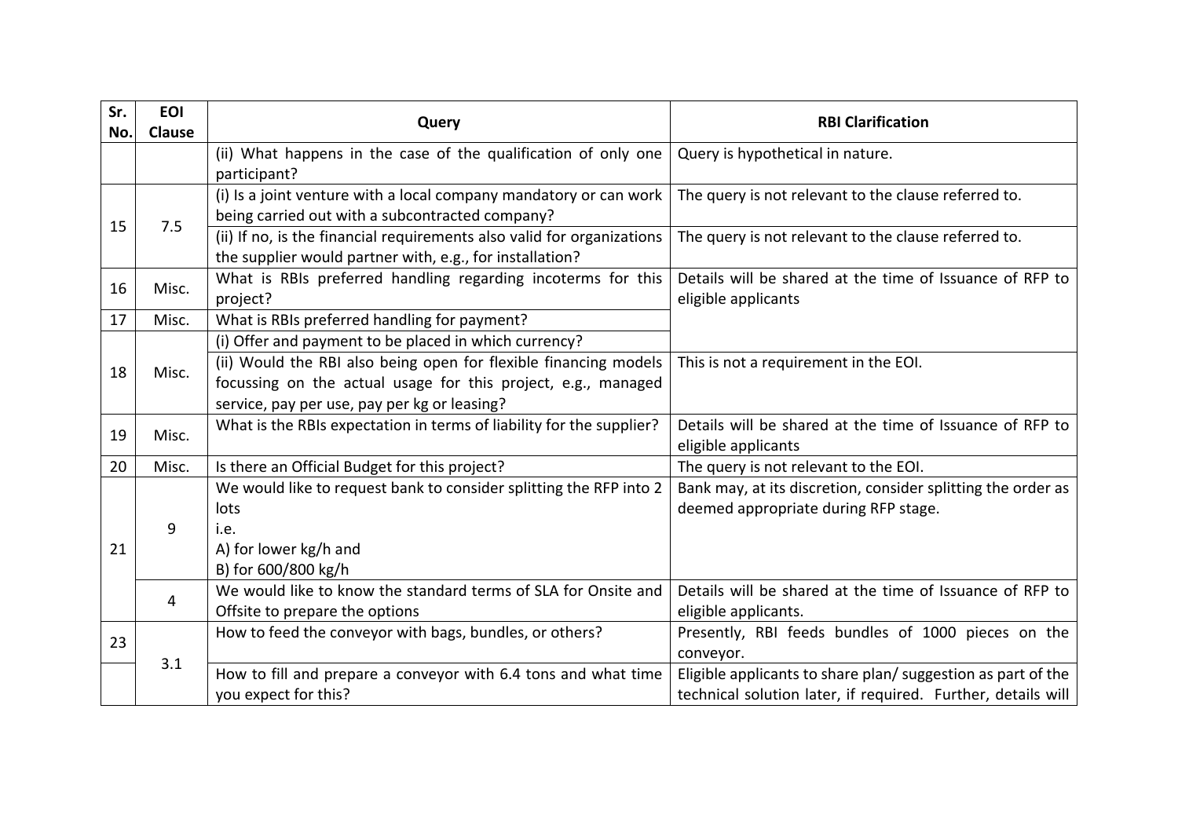| Sr. No. | EOI Clause | Query | RBI Clarification |
| --- | --- | --- | --- |
| | | (ii) What happens in the case of the qualification of only one participant? | Query is hypothetical in nature. |
| 15 | 7.5 | (i) Is a joint venture with a local company mandatory or can work being carried out with a subcontracted company? | The query is not relevant to the clause referred to. |
| | | (ii) If no, is the financial requirements also valid for organizations the supplier would partner with, e.g., for installation? | The query is not relevant to the clause referred to. |
| 16 | Misc. | What is RBIs preferred handling regarding incoterms for this project? | Details will be shared at the time of Issuance of RFP to eligible applicants |
| 17 | Misc. | What is RBIs preferred handling for payment? | |
| 18 | Misc. | (i) Offer and payment to be placed in which currency? | |
| | | (ii) Would the RBI also being open for flexible financing models focussing on the actual usage for this project, e.g., managed service, pay per use, pay per kg or leasing? | This is not a requirement in the EOI. |
| 19 | Misc. | What is the RBIs expectation in terms of liability for the supplier? | Details will be shared at the time of Issuance of RFP to eligible applicants |
| 20 | Misc. | Is there an Official Budget for this project? | The query is not relevant to the EOI. |
| 21 | 9 | We would like to request bank to consider splitting the RFP into 2 lots<br>i.e.<br>A) for lower kg/h and<br>B) for 600/800 kg/h | Bank may, at its discretion, consider splitting the order as deemed appropriate during RFP stage. |
| | 4 | We would like to know the standard terms of SLA for Onsite and Offsite to prepare the options | Details will be shared at the time of Issuance of RFP to eligible applicants. |
| 23 | 3.1 | How to feed the conveyor with bags, bundles, or others? | Presently, RBI feeds bundles of 1000 pieces on the conveyor. |
| | | How to fill and prepare a conveyor with 6.4 tons and what time you expect for this? | Eligible applicants to share plan/ suggestion as part of the technical solution later, if required. Further, details will |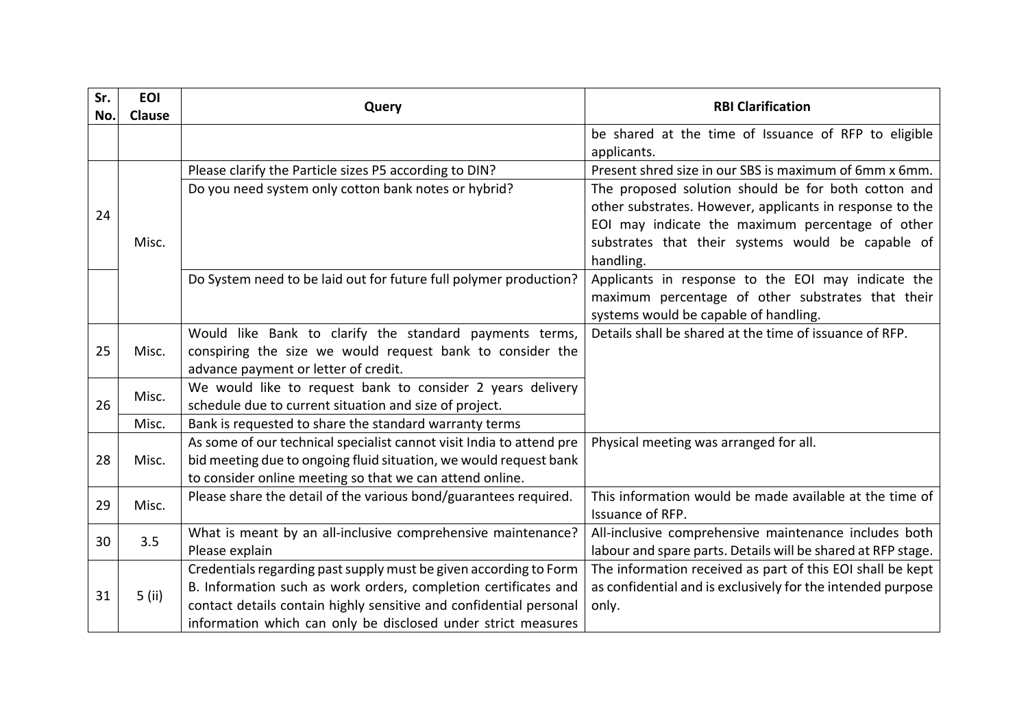| Sr. No. | EOI Clause | Query | RBI Clarification |
|---|---|---|---|
| | | | be shared at the time of Issuance of RFP to eligible applicants. |
| 24 | Misc. | Please clarify the Particle sizes P5 according to DIN? | Present shred size in our SBS is maximum of 6mm x 6mm. |
| | | Do you need system only cotton bank notes or hybrid? | The proposed solution should be for both cotton and other substrates. However, applicants in response to the EOI may indicate the maximum percentage of other substrates that their systems would be capable of handling. |
| | | Do System need to be laid out for future full polymer production? | Applicants in response to the EOI may indicate the maximum percentage of other substrates that their systems would be capable of handling. |
| 25 | Misc. | Would like Bank to clarify the standard payments terms, conspiring the size we would request bank to consider the advance payment or letter of credit. | Details shall be shared at the time of issuance of RFP. |
| 26 | Misc. | We would like to request bank to consider 2 years delivery schedule due to current situation and size of project. | |
| | Misc. | Bank is requested to share the standard warranty terms | |
| 28 | Misc. | As some of our technical specialist cannot visit India to attend pre bid meeting due to ongoing fluid situation, we would request bank to consider online meeting so that we can attend online. | Physical meeting was arranged for all. |
| 29 | Misc. | Please share the detail of the various bond/guarantees required. | This information would be made available at the time of Issuance of RFP. |
| 30 | 3.5 | What is meant by an all-inclusive comprehensive maintenance? Please explain | All-inclusive comprehensive maintenance includes both labour and spare parts. Details will be shared at RFP stage. |
| 31 | 5 (ii) | Credentials regarding past supply must be given according to Form B. Information such as work orders, completion certificates and contact details contain highly sensitive and confidential personal information which can only be disclosed under strict measures | The information received as part of this EOI shall be kept as confidential and is exclusively for the intended purpose only. |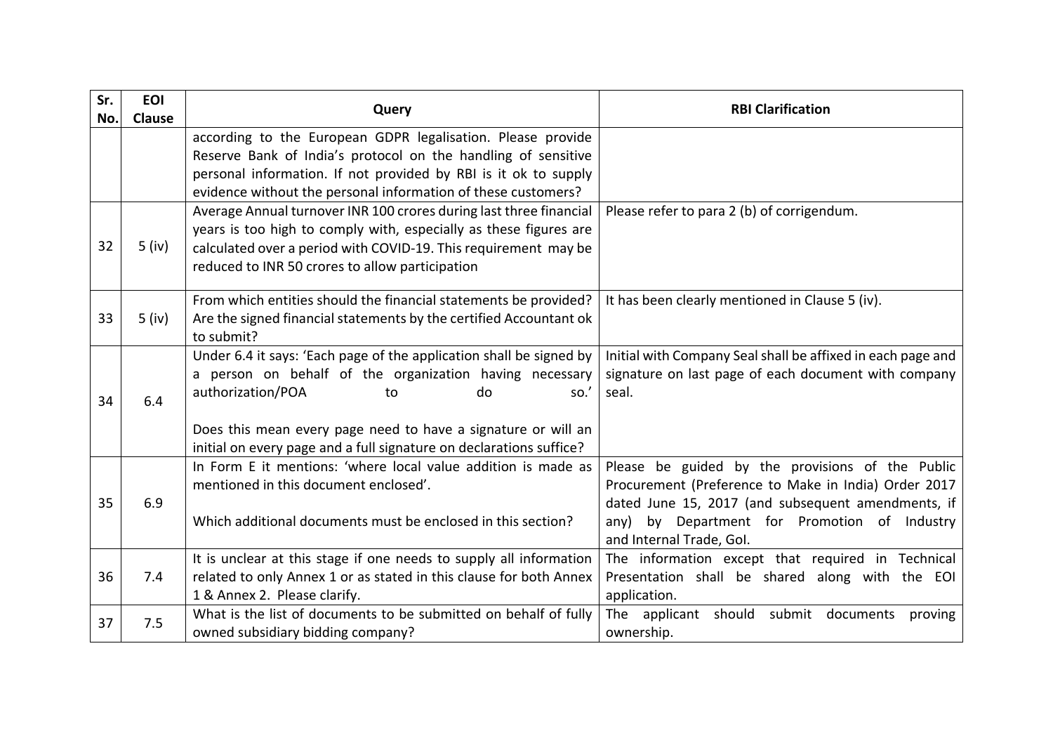| Sr. No. | EOI Clause | Query | RBI Clarification |
|---|---|---|---|
| | | according to the European GDPR legalisation. Please provide Reserve Bank of India's protocol on the handling of sensitive personal information. If not provided by RBI is it ok to supply evidence without the personal information of these customers? | |
| 32 | 5 (iv) | Average Annual turnover INR 100 crores during last three financial years is too high to comply with, especially as these figures are calculated over a period with COVID-19. This requirement may be reduced to INR 50 crores to allow participation | Please refer to para 2 (b) of corrigendum. |
| 33 | 5 (iv) | From which entities should the financial statements be provided? Are the signed financial statements by the certified Accountant ok to submit? | It has been clearly mentioned in Clause 5 (iv). |
| 34 | 6.4 | Under 6.4 it says: 'Each page of the application shall be signed by a person on behalf of the organization having necessary authorization/POA to do so.'<br><br>Does this mean every page need to have a signature or will an initial on every page and a full signature on declarations suffice? | Initial with Company Seal shall be affixed in each page and signature on last page of each document with company seal. |
| 35 | 6.9 | In Form E it mentions: 'where local value addition is made as mentioned in this document enclosed'.<br><br>Which additional documents must be enclosed in this section? | Please be guided by the provisions of the Public Procurement (Preference to Make in India) Order 2017 dated June 15, 2017 (and subsequent amendments, if any) by Department for Promotion of Industry and Internal Trade, GoI. |
| 36 | 7.4 | It is unclear at this stage if one needs to supply all information related to only Annex 1 or as stated in this clause for both Annex 1 & Annex 2. Please clarify. | The information except that required in Technical Presentation shall be shared along with the EOI application. |
| 37 | 7.5 | What is the list of documents to be submitted on behalf of fully owned subsidiary bidding company? | The applicant should submit documents proving ownership. |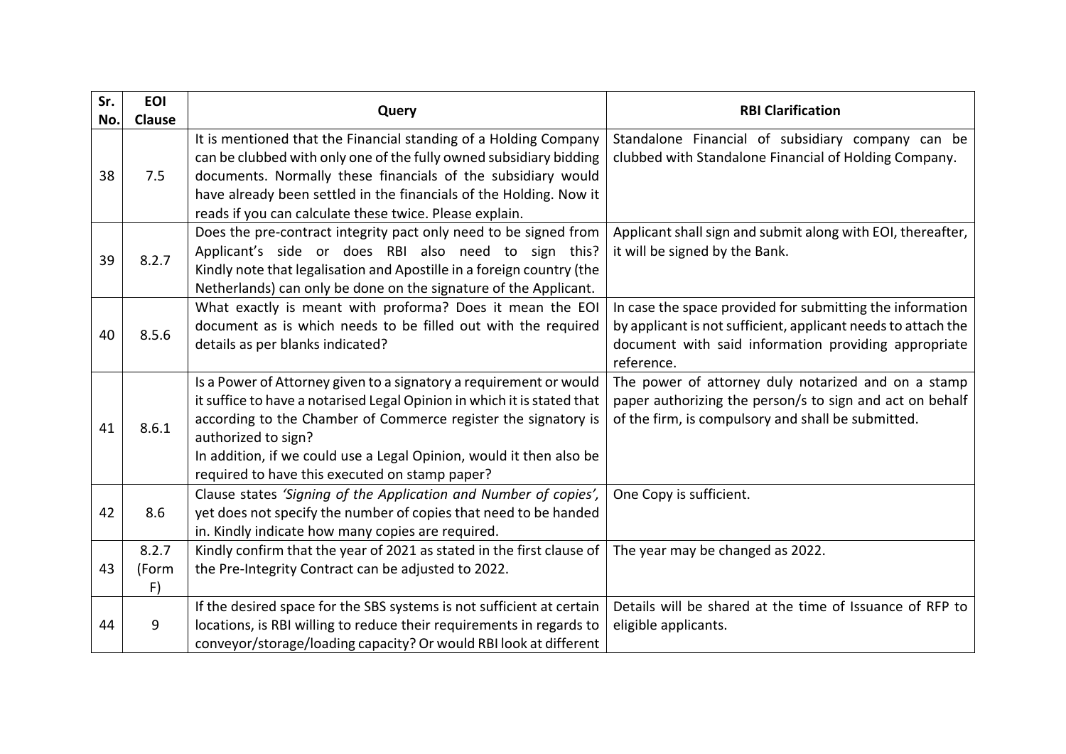| Sr. No. | EOI Clause | Query | RBI Clarification |
|---|---|---|---|
| 38 | 7.5 | It is mentioned that the Financial standing of a Holding Company can be clubbed with only one of the fully owned subsidiary bidding documents. Normally these financials of the subsidiary would have already been settled in the financials of the Holding. Now it reads if you can calculate these twice. Please explain. | Standalone Financial of subsidiary company can be clubbed with Standalone Financial of Holding Company. |
| 39 | 8.2.7 | Does the pre-contract integrity pact only need to be signed from Applicant's side or does RBI also need to sign this? Kindly note that legalisation and Apostille in a foreign country (the Netherlands) can only be done on the signature of the Applicant. | Applicant shall sign and submit along with EOI, thereafter, it will be signed by the Bank. |
| 40 | 8.5.6 | What exactly is meant with proforma? Does it mean the EOI document as is which needs to be filled out with the required details as per blanks indicated? | In case the space provided for submitting the information by applicant is not sufficient, applicant needs to attach the document with said information providing appropriate reference. |
| 41 | 8.6.1 | Is a Power of Attorney given to a signatory a requirement or would it suffice to have a notarised Legal Opinion in which it is stated that according to the Chamber of Commerce register the signatory is authorized to sign?<br>In addition, if we could use a Legal Opinion, would it then also be required to have this executed on stamp paper? | The power of attorney duly notarized and on a stamp paper authorizing the person/s to sign and act on behalf of the firm, is compulsory and shall be submitted. |
| 42 | 8.6 | Clause states *'Signing of the Application and Number of copies'*, yet does not specify the number of copies that need to be handed in. Kindly indicate how many copies are required. | One Copy is sufficient. |
| 43 | 8.2.7 (Form F) | Kindly confirm that the year of 2021 as stated in the first clause of the Pre-Integrity Contract can be adjusted to 2022. | The year may be changed as 2022. |
| 44 | 9 | If the desired space for the SBS systems is not sufficient at certain locations, is RBI willing to reduce their requirements in regards to conveyor/storage/loading capacity? Or would RBI look at different | Details will be shared at the time of Issuance of RFP to eligible applicants. |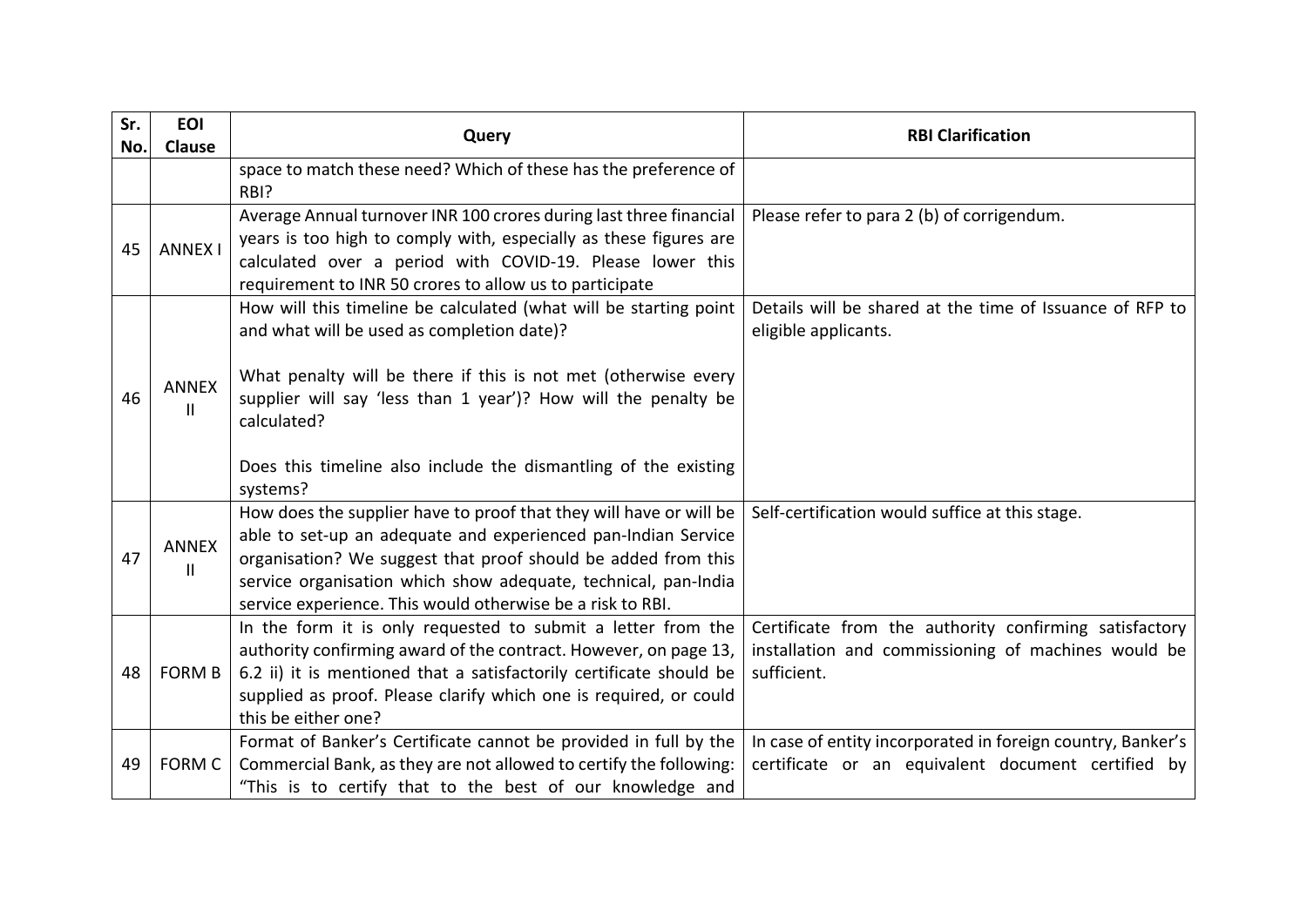| Sr. No. | EOI Clause | Query | RBI Clarification |
|---|---|---|---|
| | | space to match these need? Which of these has the preference of RBI? | |
| 45 | ANNEX I | Average Annual turnover INR 100 crores during last three financial years is too high to comply with, especially as these figures are calculated over a period with COVID-19. Please lower this requirement to INR 50 crores to allow us to participate | Please refer to para 2 (b) of corrigendum. |
| 46 | ANNEX II | How will this timeline be calculated (what will be starting point and what will be used as completion date)?<br><br>What penalty will be there if this is not met (otherwise every supplier will say 'less than 1 year')? How will the penalty be calculated?<br><br>Does this timeline also include the dismantling of the existing systems? | Details will be shared at the time of Issuance of RFP to eligible applicants. |
| 47 | ANNEX II | How does the supplier have to proof that they will have or will be able to set-up an adequate and experienced pan-Indian Service organisation? We suggest that proof should be added from this service organisation which show adequate, technical, pan-India service experience. This would otherwise be a risk to RBI. | Self-certification would suffice at this stage. |
| 48 | FORM B | In the form it is only requested to submit a letter from the authority confirming award of the contract. However, on page 13, 6.2 ii) it is mentioned that a satisfactorily certificate should be supplied as proof. Please clarify which one is required, or could this be either one? | Certificate from the authority confirming satisfactory installation and commissioning of machines would be sufficient. |
| 49 | FORM C | Format of Banker's Certificate cannot be provided in full by the Commercial Bank, as they are not allowed to certify the following: "This is to certify that to the best of our knowledge and | In case of entity incorporated in foreign country, Banker's certificate or an equivalent document certified by |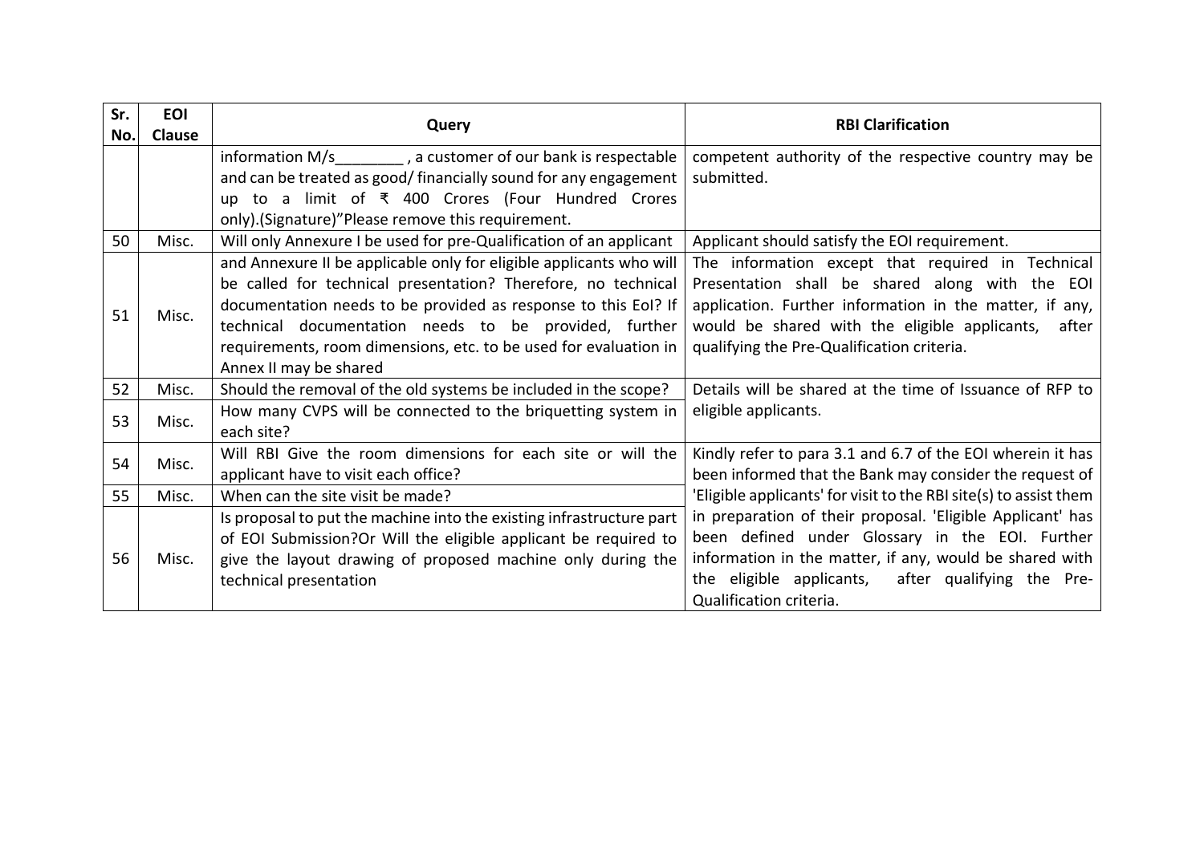| Sr. No. | EOI Clause | Query | RBI Clarification |
|---|---|---|---|
| | | information M/s________ , a customer of our bank is respectable and can be treated as good/ financially sound for any engagement up to a limit of ₹ 400 Crores (Four Hundred Crores only).(Signature)"Please remove this requirement. | competent authority of the respective country may be submitted. |
| 50 | Misc. | Will only Annexure I be used for pre-Qualification of an applicant | Applicant should satisfy the EOI requirement. |
| 51 | Misc. | and Annexure II be applicable only for eligible applicants who will be called for technical presentation? Therefore, no technical documentation needs to be provided as response to this EoI? If technical documentation needs to be provided, further requirements, room dimensions, etc. to be used for evaluation in Annex II may be shared | The information except that required in Technical Presentation shall be shared along with the EOI application. Further information in the matter, if any, would be shared with the eligible applicants, after qualifying the Pre-Qualification criteria. |
| 52 | Misc. | Should the removal of the old systems be included in the scope? | Details will be shared at the time of Issuance of RFP to eligible applicants. |
| 53 | Misc. | How many CVPS will be connected to the briquetting system in each site? | |
| 54 | Misc. | Will RBI Give the room dimensions for each site or will the applicant have to visit each office? | Kindly refer to para 3.1 and 6.7 of the EOI wherein it has been informed that the Bank may consider the request of 'Eligible applicants' for visit to the RBI site(s) to assist them in preparation of their proposal. 'Eligible Applicant' has been defined under Glossary in the EOI. Further information in the matter, if any, would be shared with the eligible applicants, after qualifying the Pre-Qualification criteria. |
| 55 | Misc. | When can the site visit be made? | |
| 56 | Misc. | Is proposal to put the machine into the existing infrastructure part of EOI Submission?Or Will the eligible applicant be required to give the layout drawing of proposed machine only during the technical presentation | |